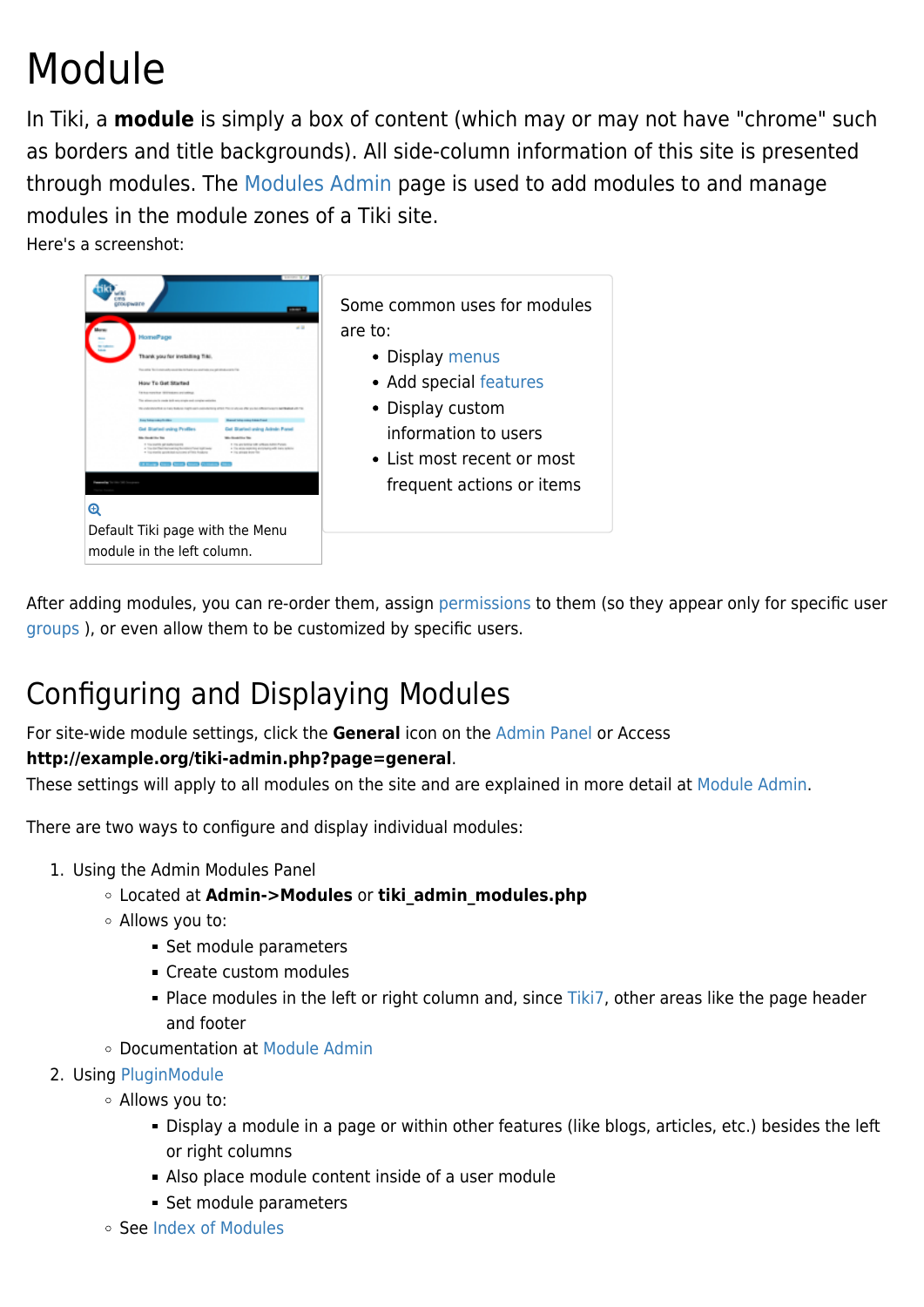# Module

In Tiki, a **module** is simply a box of content (which may or may not have "chrome" such as borders and title backgrounds). All side-column information of this site is presented through modules. The Modules Admin page is used to add modules to and manage modules in the module zones of a Tiki site.

Here's a screenshot:

Default Tiki page with the Menu module in the left column.

Some common uses for modules are to:

- Display menus
- Add special features
- Display custom information to users
- List most recent or most frequent actions or items

After adding modules, you can re-order them, assign permissions to them (so they appear only for specific user groups ), or even allow them to be customized by specific users.

## Configuring and Displaying Modules

For site-wide module settings, click the **General** icon on the Admin Panel or Access **http://example.org/tiki-admin.php?page=general**.

These settings will apply to all modules on the site and are explained in more detail at Module Admin.

There are two ways to configure and display individual modules:

1. Using the Admin Modules Panel
   - Located at **Admin->Modules** or **tiki_admin_modules.php**
   - Allows you to:
     - Set module parameters
     - Create custom modules
     - Place modules in the left or right column and, since Tiki7, other areas like the page header and footer
   - Documentation at Module Admin
2. Using PluginModule
   - Allows you to:
     - Display a module in a page or within other features (like blogs, articles, etc.) besides the left or right columns
     - Also place module content inside of a user module
     - Set module parameters
   - See Index of Modules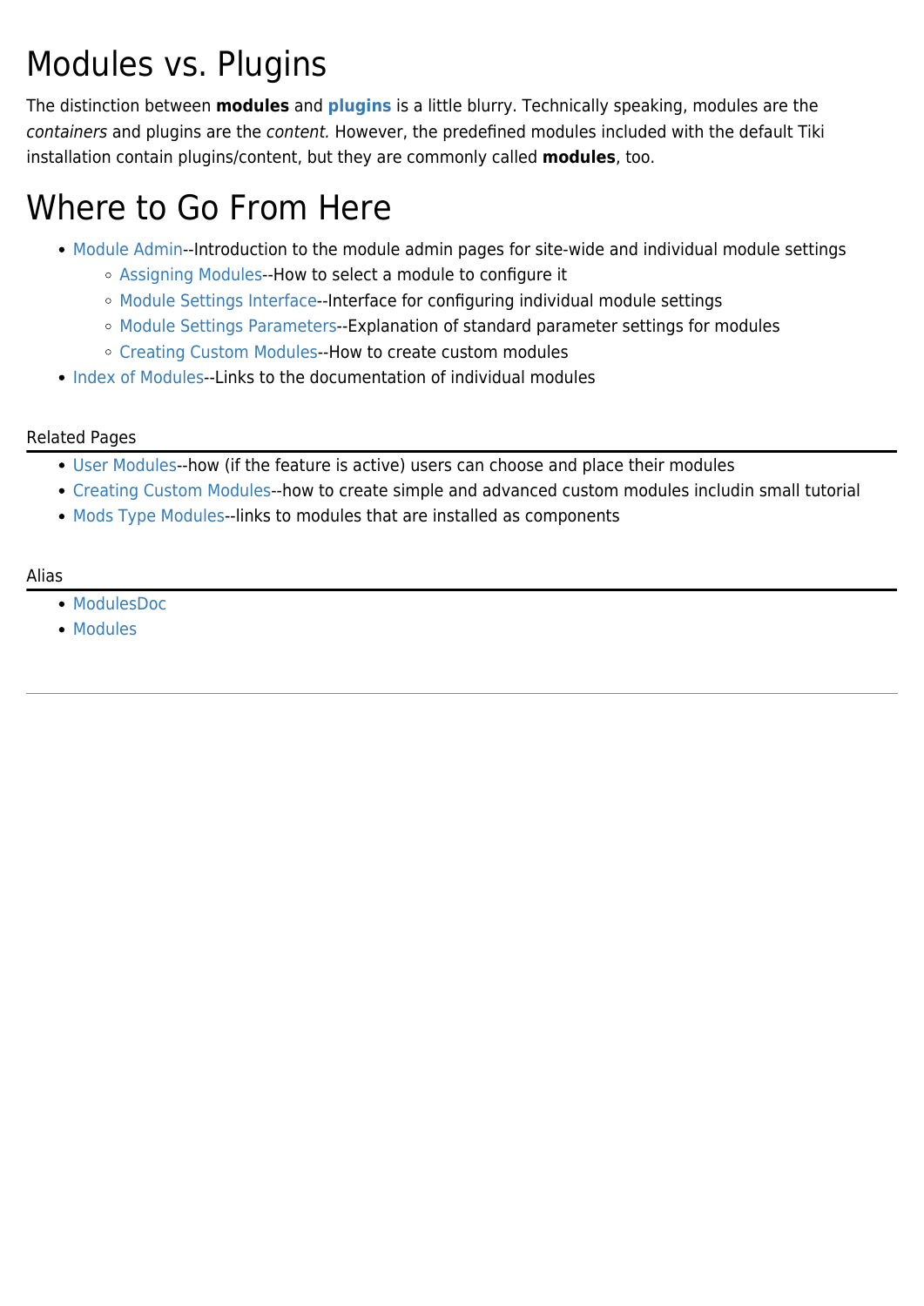# Modules vs. Plugins

The distinction between **modules** and **plugins** is a little blurry. Technically speaking, modules are the *containers* and plugins are the *content.* However, the predefined modules included with the default Tiki installation contain plugins/content, but they are commonly called **modules**, too.

# Where to Go From Here

- Module Admin--Introduction to the module admin pages for site-wide and individual module settings
  - Assigning Modules--How to select a module to configure it
  - Module Settings Interface--Interface for configuring individual module settings
  - Module Settings Parameters--Explanation of standard parameter settings for modules
  - Creating Custom Modules--How to create custom modules
- Index of Modules--Links to the documentation of individual modules

Related Pages

- User Modules--how (if the feature is active) users can choose and place their modules
- Creating Custom Modules--how to create simple and advanced custom modules includin small tutorial
- Mods Type Modules--links to modules that are installed as components

Alias

- ModulesDoc
- Modules